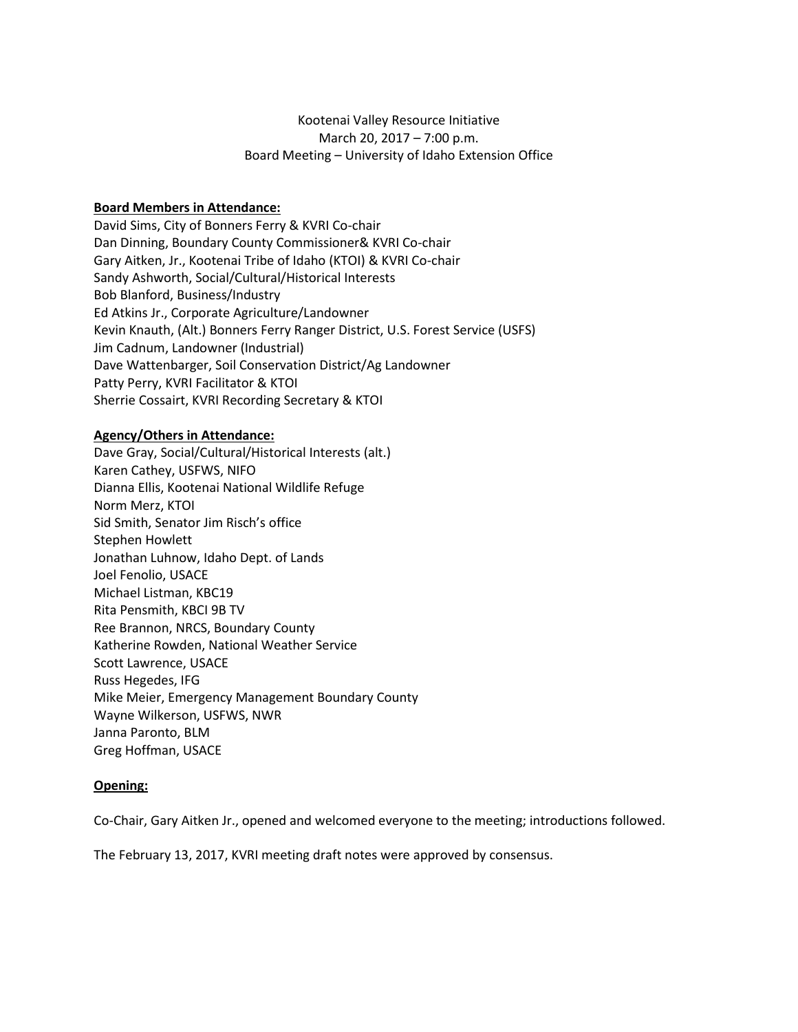Kootenai Valley Resource Initiative
March 20, 2017 – 7:00 p.m.
Board Meeting – University of Idaho Extension Office

**Board Members in Attendance:**

David Sims, City of Bonners Ferry & KVRI Co-chair
Dan Dinning, Boundary County Commissioner& KVRI Co-chair
Gary Aitken, Jr., Kootenai Tribe of Idaho (KTOI) & KVRI Co-chair
Sandy Ashworth, Social/Cultural/Historical Interests
Bob Blanford, Business/Industry
Ed Atkins Jr., Corporate Agriculture/Landowner
Kevin Knauth, (Alt.) Bonners Ferry Ranger District, U.S. Forest Service (USFS)
Jim Cadnum, Landowner (Industrial)
Dave Wattenbarger, Soil Conservation District/Ag Landowner
Patty Perry, KVRI Facilitator & KTOI
Sherrie Cossairt, KVRI Recording Secretary & KTOI

**Agency/Others in Attendance:**

Dave Gray, Social/Cultural/Historical Interests (alt.)
Karen Cathey, USFWS, NIFO
Dianna Ellis, Kootenai National Wildlife Refuge
Norm Merz, KTOI
Sid Smith, Senator Jim Risch's office
Stephen Howlett
Jonathan Luhnow, Idaho Dept. of Lands
Joel Fenolio, USACE
Michael Listman, KBC19
Rita Pensmith, KBCI 9B TV
Ree Brannon, NRCS, Boundary County
Katherine Rowden, National Weather Service
Scott Lawrence, USACE
Russ Hegedes, IFG
Mike Meier, Emergency Management Boundary County
Wayne Wilkerson, USFWS, NWR
Janna Paronto, BLM
Greg Hoffman, USACE

**Opening:**

Co-Chair, Gary Aitken Jr., opened and welcomed everyone to the meeting; introductions followed.

The February 13, 2017, KVRI meeting draft notes were approved by consensus.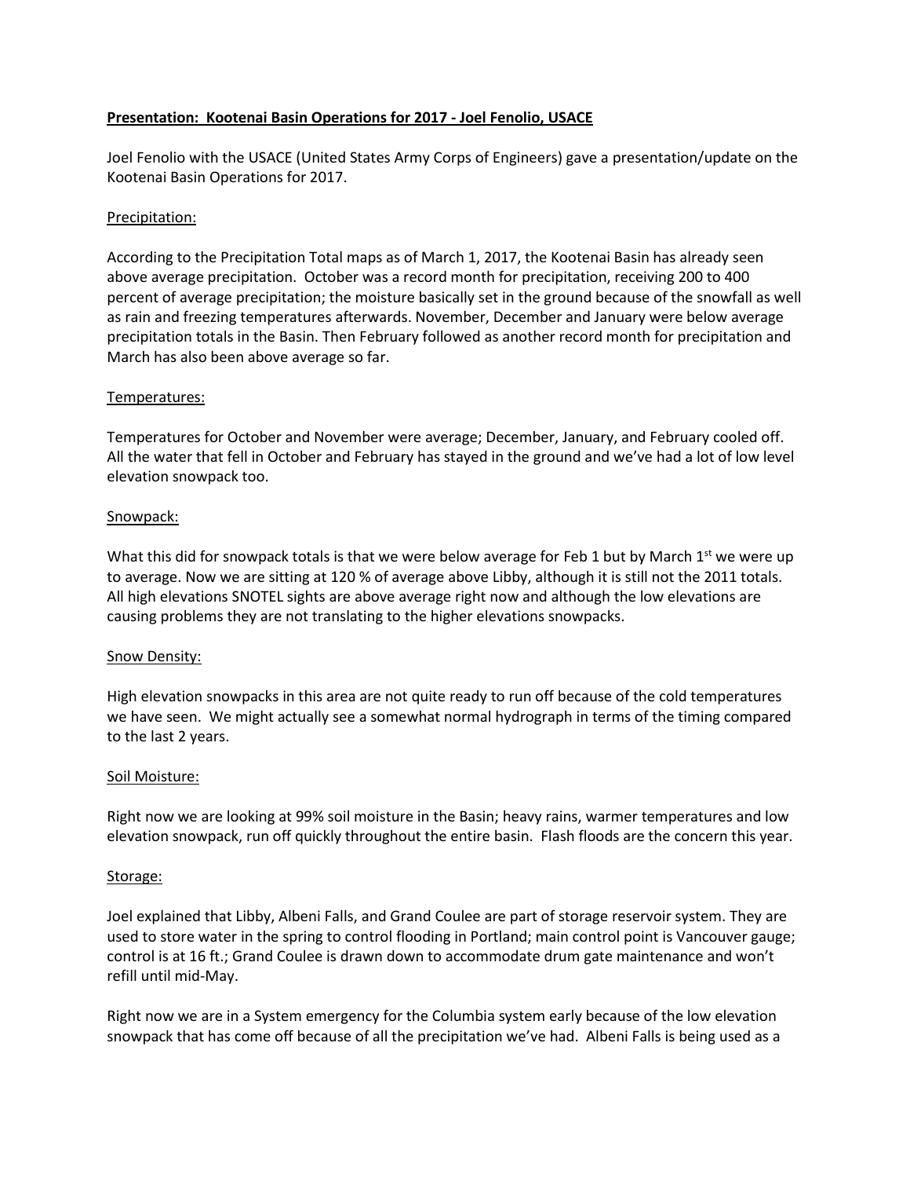**Presentation: Kootenai Basin Operations for 2017 - Joel Fenolio, USACE**

Joel Fenolio with the USACE (United States Army Corps of Engineers) gave a presentation/update on the Kootenai Basin Operations for 2017.

Precipitation:

According to the Precipitation Total maps as of March 1, 2017, the Kootenai Basin has already seen above average precipitation. October was a record month for precipitation, receiving 200 to 400 percent of average precipitation; the moisture basically set in the ground because of the snowfall as well as rain and freezing temperatures afterwards. November, December and January were below average precipitation totals in the Basin. Then February followed as another record month for precipitation and March has also been above average so far.

Temperatures:

Temperatures for October and November were average; December, January, and February cooled off. All the water that fell in October and February has stayed in the ground and we've had a lot of low level elevation snowpack too.

Snowpack:

What this did for snowpack totals is that we were below average for Feb 1 but by March 1st we were up to average. Now we are sitting at 120 % of average above Libby, although it is still not the 2011 totals. All high elevations SNOTEL sights are above average right now and although the low elevations are causing problems they are not translating to the higher elevations snowpacks.

Snow Density:

High elevation snowpacks in this area are not quite ready to run off because of the cold temperatures we have seen. We might actually see a somewhat normal hydrograph in terms of the timing compared to the last 2 years.

Soil Moisture:

Right now we are looking at 99% soil moisture in the Basin; heavy rains, warmer temperatures and low elevation snowpack, run off quickly throughout the entire basin. Flash floods are the concern this year.

Storage:

Joel explained that Libby, Albeni Falls, and Grand Coulee are part of storage reservoir system. They are used to store water in the spring to control flooding in Portland; main control point is Vancouver gauge; control is at 16 ft.; Grand Coulee is drawn down to accommodate drum gate maintenance and won't refill until mid-May.

Right now we are in a System emergency for the Columbia system early because of the low elevation snowpack that has come off because of all the precipitation we've had. Albeni Falls is being used as a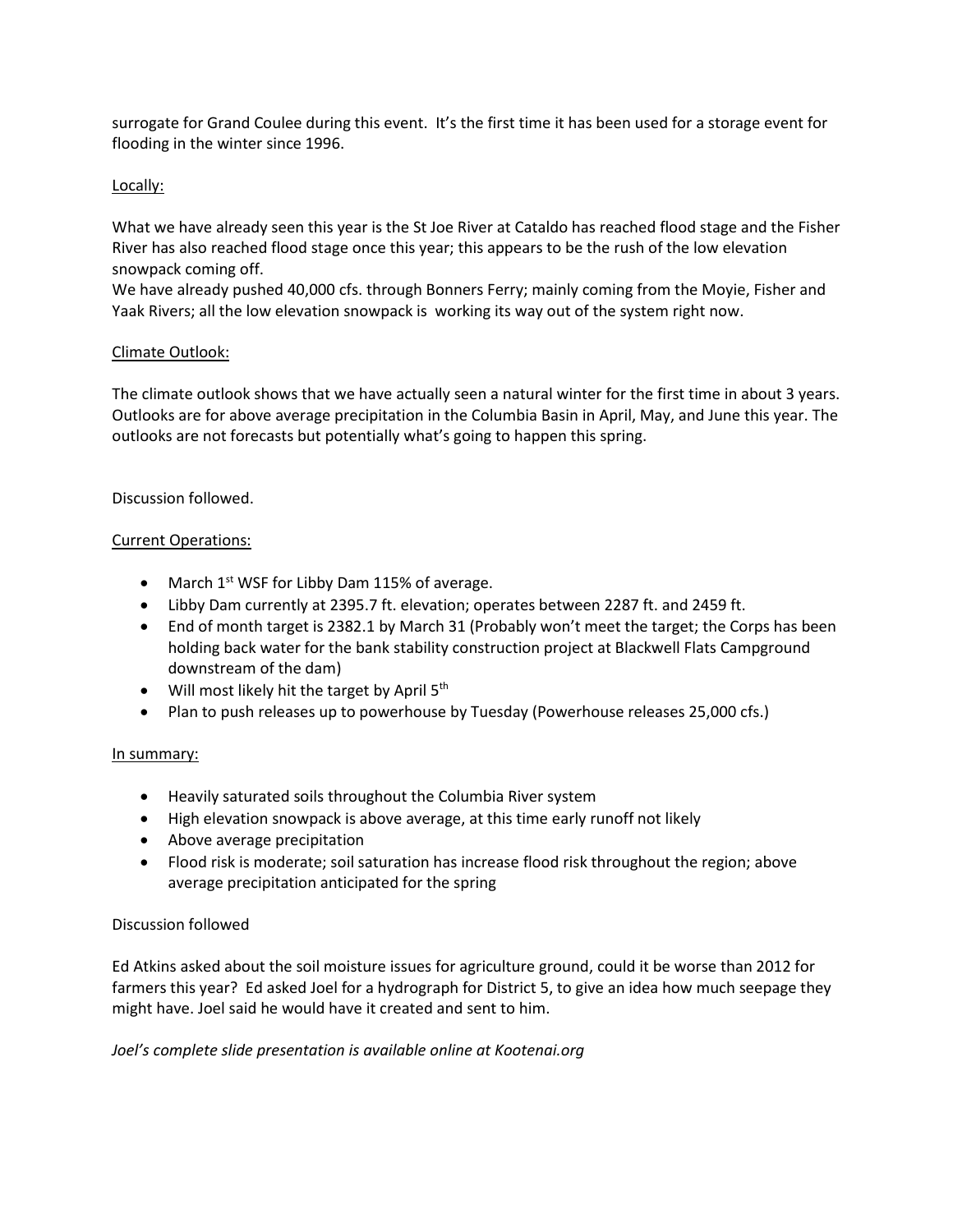surrogate for Grand Coulee during this event. It's the first time it has been used for a storage event for flooding in the winter since 1996.

Locally:

What we have already seen this year is the St Joe River at Cataldo has reached flood stage and the Fisher River has also reached flood stage once this year; this appears to be the rush of the low elevation snowpack coming off.
We have already pushed 40,000 cfs. through Bonners Ferry; mainly coming from the Moyie, Fisher and Yaak Rivers; all the low elevation snowpack is working its way out of the system right now.

Climate Outlook:

The climate outlook shows that we have actually seen a natural winter for the first time in about 3 years. Outlooks are for above average precipitation in the Columbia Basin in April, May, and June this year. The outlooks are not forecasts but potentially what's going to happen this spring.

Discussion followed.

Current Operations:

- March 1st WSF for Libby Dam 115% of average.
- Libby Dam currently at 2395.7 ft. elevation; operates between 2287 ft. and 2459 ft.
- End of month target is 2382.1 by March 31 (Probably won't meet the target; the Corps has been holding back water for the bank stability construction project at Blackwell Flats Campground downstream of the dam)
- Will most likely hit the target by April 5th
- Plan to push releases up to powerhouse by Tuesday (Powerhouse releases 25,000 cfs.)

In summary:

- Heavily saturated soils throughout the Columbia River system
- High elevation snowpack is above average, at this time early runoff not likely
- Above average precipitation
- Flood risk is moderate; soil saturation has increase flood risk throughout the region; above average precipitation anticipated for the spring

Discussion followed

Ed Atkins asked about the soil moisture issues for agriculture ground, could it be worse than 2012 for farmers this year? Ed asked Joel for a hydrograph for District 5, to give an idea how much seepage they might have. Joel said he would have it created and sent to him.

*Joel's complete slide presentation is available online at Kootenai.org*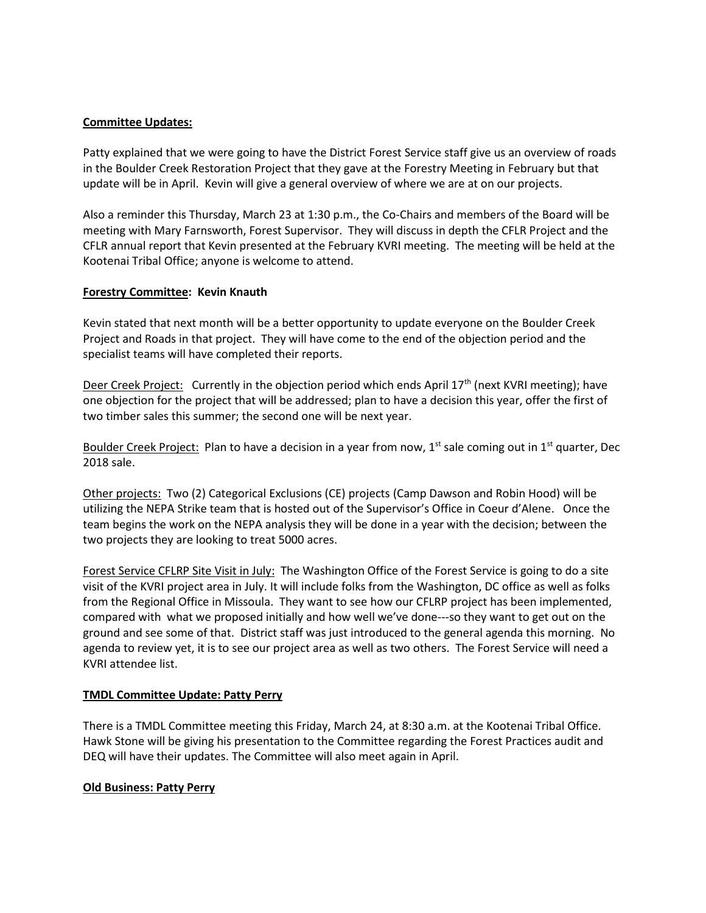**Committee Updates:**

Patty explained that we were going to have the District Forest Service staff give us an overview of roads in the Boulder Creek Restoration Project that they gave at the Forestry Meeting in February but that update will be in April. Kevin will give a general overview of where we are at on our projects.

Also a reminder this Thursday, March 23 at 1:30 p.m., the Co-Chairs and members of the Board will be meeting with Mary Farnsworth, Forest Supervisor. They will discuss in depth the CFLR Project and the CFLR annual report that Kevin presented at the February KVRI meeting. The meeting will be held at the Kootenai Tribal Office; anyone is welcome to attend.

**Forestry Committee: Kevin Knauth**

Kevin stated that next month will be a better opportunity to update everyone on the Boulder Creek Project and Roads in that project. They will have come to the end of the objection period and the specialist teams will have completed their reports.

Deer Creek Project: Currently in the objection period which ends April 17th (next KVRI meeting); have one objection for the project that will be addressed; plan to have a decision this year, offer the first of two timber sales this summer; the second one will be next year.

Boulder Creek Project: Plan to have a decision in a year from now, 1st sale coming out in 1st quarter, Dec 2018 sale.

Other projects: Two (2) Categorical Exclusions (CE) projects (Camp Dawson and Robin Hood) will be utilizing the NEPA Strike team that is hosted out of the Supervisor's Office in Coeur d'Alene. Once the team begins the work on the NEPA analysis they will be done in a year with the decision; between the two projects they are looking to treat 5000 acres.

Forest Service CFLRP Site Visit in July: The Washington Office of the Forest Service is going to do a site visit of the KVRI project area in July. It will include folks from the Washington, DC office as well as folks from the Regional Office in Missoula. They want to see how our CFLRP project has been implemented, compared with what we proposed initially and how well we've done---so they want to get out on the ground and see some of that. District staff was just introduced to the general agenda this morning. No agenda to review yet, it is to see our project area as well as two others. The Forest Service will need a KVRI attendee list.

**TMDL Committee Update: Patty Perry**

There is a TMDL Committee meeting this Friday, March 24, at 8:30 a.m. at the Kootenai Tribal Office. Hawk Stone will be giving his presentation to the Committee regarding the Forest Practices audit and DEQ will have their updates. The Committee will also meet again in April.

**Old Business: Patty Perry**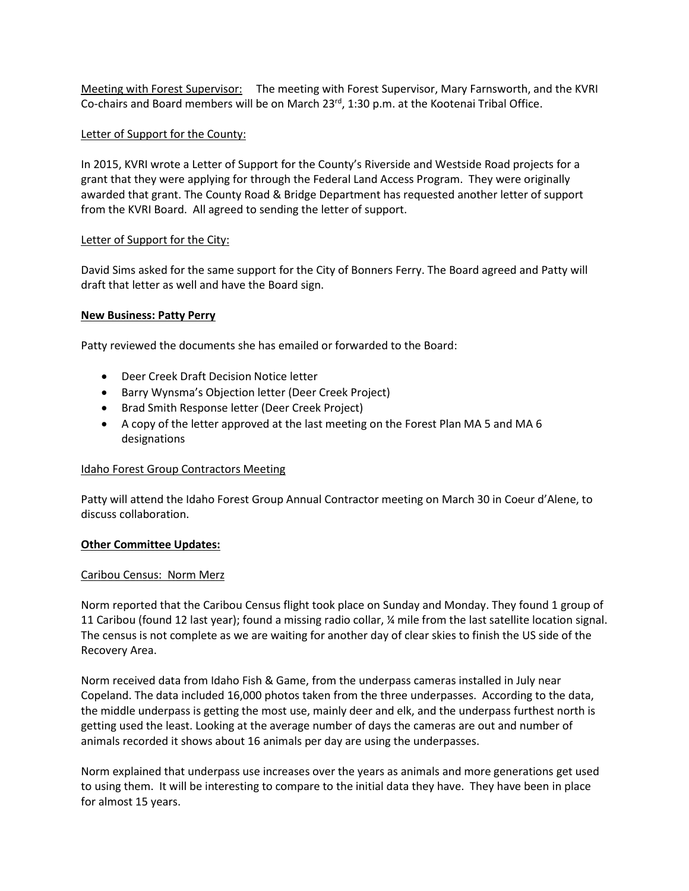Meeting with Forest Supervisor: The meeting with Forest Supervisor, Mary Farnsworth, and the KVRI Co-chairs and Board members will be on March 23rd, 1:30 p.m. at the Kootenai Tribal Office.

Letter of Support for the County:

In 2015, KVRI wrote a Letter of Support for the County's Riverside and Westside Road projects for a grant that they were applying for through the Federal Land Access Program. They were originally awarded that grant. The County Road & Bridge Department has requested another letter of support from the KVRI Board. All agreed to sending the letter of support.

Letter of Support for the City:

David Sims asked for the same support for the City of Bonners Ferry. The Board agreed and Patty will draft that letter as well and have the Board sign.

**New Business: Patty Perry**

Patty reviewed the documents she has emailed or forwarded to the Board:

- Deer Creek Draft Decision Notice letter
- Barry Wynsma's Objection letter (Deer Creek Project)
- Brad Smith Response letter (Deer Creek Project)
- A copy of the letter approved at the last meeting on the Forest Plan MA 5 and MA 6 designations

Idaho Forest Group Contractors Meeting

Patty will attend the Idaho Forest Group Annual Contractor meeting on March 30 in Coeur d'Alene, to discuss collaboration.

**Other Committee Updates:**

Caribou Census: Norm Merz

Norm reported that the Caribou Census flight took place on Sunday and Monday. They found 1 group of 11 Caribou (found 12 last year); found a missing radio collar, ¼ mile from the last satellite location signal. The census is not complete as we are waiting for another day of clear skies to finish the US side of the Recovery Area.

Norm received data from Idaho Fish & Game, from the underpass cameras installed in July near Copeland. The data included 16,000 photos taken from the three underpasses. According to the data, the middle underpass is getting the most use, mainly deer and elk, and the underpass furthest north is getting used the least. Looking at the average number of days the cameras are out and number of animals recorded it shows about 16 animals per day are using the underpasses.

Norm explained that underpass use increases over the years as animals and more generations get used to using them. It will be interesting to compare to the initial data they have. They have been in place for almost 15 years.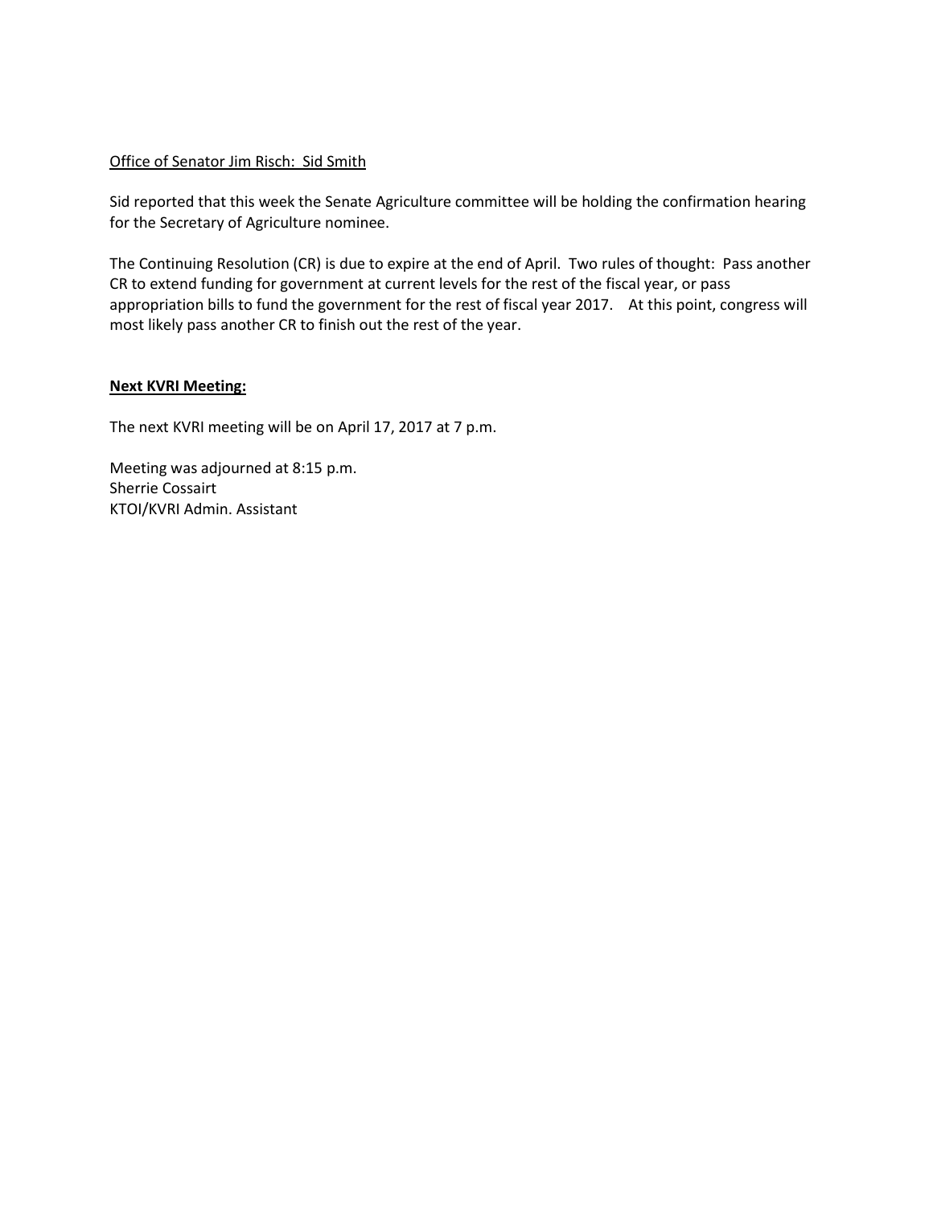Office of Senator Jim Risch: Sid Smith

Sid reported that this week the Senate Agriculture committee will be holding the confirmation hearing for the Secretary of Agriculture nominee.

The Continuing Resolution (CR) is due to expire at the end of April. Two rules of thought: Pass another CR to extend funding for government at current levels for the rest of the fiscal year, or pass appropriation bills to fund the government for the rest of fiscal year 2017. At this point, congress will most likely pass another CR to finish out the rest of the year.

**Next KVRI Meeting:**

The next KVRI meeting will be on April 17, 2017 at 7 p.m.

Meeting was adjourned at 8:15 p.m.
Sherrie Cossairt
KTOI/KVRI Admin. Assistant